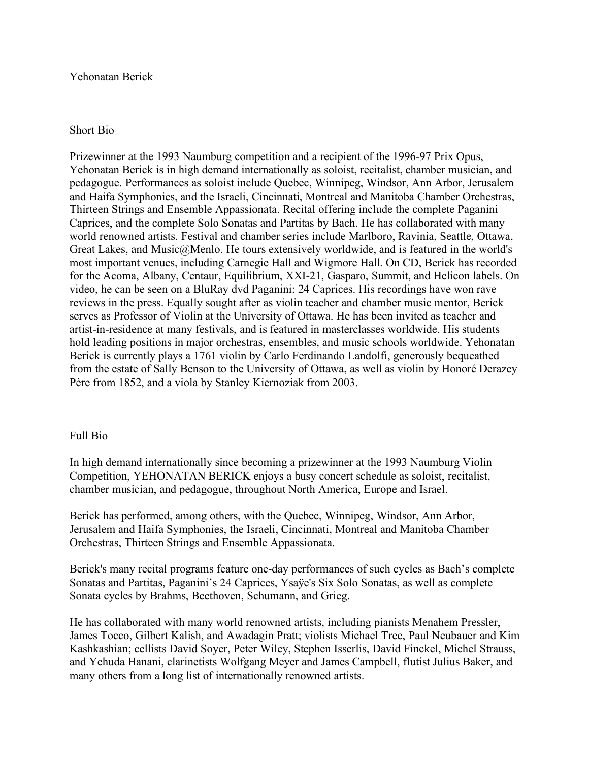# Yehonatan Berick

## Short Bio

Prizewinner at the 1993 Naumburg competition and a recipient of the 1996-97 Prix Opus, Yehonatan Berick is in high demand internationally as soloist, recitalist, chamber musician, and pedagogue. Performances as soloist include Quebec, Winnipeg, Windsor, Ann Arbor, Jerusalem and Haifa Symphonies, and the Israeli, Cincinnati, Montreal and Manitoba Chamber Orchestras, Thirteen Strings and Ensemble Appassionata. Recital offering include the complete Paganini Caprices, and the complete Solo Sonatas and Partitas by Bach. He has collaborated with many world renowned artists. Festival and chamber series include Marlboro, Ravinia, Seattle, Ottawa, Great Lakes, and Music@Menlo. He tours extensively worldwide, and is featured in the world's most important venues, including Carnegie Hall and Wigmore Hall. On CD, Berick has recorded for the Acoma, Albany, Centaur, Equilibrium, XXI-21, Gasparo, Summit, and Helicon labels. On video, he can be seen on a BluRay dvd Paganini: 24 Caprices. His recordings have won rave reviews in the press. Equally sought after as violin teacher and chamber music mentor, Berick serves as Professor of Violin at the University of Ottawa. He has been invited as teacher and artist-in-residence at many festivals, and is featured in masterclasses worldwide. His students hold leading positions in major orchestras, ensembles, and music schools worldwide. Yehonatan Berick is currently plays a 1761 violin by Carlo Ferdinando Landolfi, generously bequeathed from the estate of Sally Benson to the University of Ottawa, as well as violin by Honoré Derazey Père from 1852, and a viola by Stanley Kiernoziak from 2003.

## Full Bio

In high demand internationally since becoming a prizewinner at the 1993 Naumburg Violin Competition, YEHONATAN BERICK enjoys a busy concert schedule as soloist, recitalist, chamber musician, and pedagogue, throughout North America, Europe and Israel.

Berick has performed, among others, with the Quebec, Winnipeg, Windsor, Ann Arbor, Jerusalem and Haifa Symphonies, the Israeli, Cincinnati, Montreal and Manitoba Chamber Orchestras, Thirteen Strings and Ensemble Appassionata.

Berick's many recital programs feature one-day performances of such cycles as Bach's complete Sonatas and Partitas, Paganini's 24 Caprices, Ysaÿe's Six Solo Sonatas, as well as complete Sonata cycles by Brahms, Beethoven, Schumann, and Grieg.

He has collaborated with many world renowned artists, including pianists Menahem Pressler, James Tocco, Gilbert Kalish, and Awadagin Pratt; violists Michael Tree, Paul Neubauer and Kim Kashkashian; cellists David Soyer, Peter Wiley, Stephen Isserlis, David Finckel, Michel Strauss, and Yehuda Hanani, clarinetists Wolfgang Meyer and James Campbell, flutist Julius Baker, and many others from a long list of internationally renowned artists.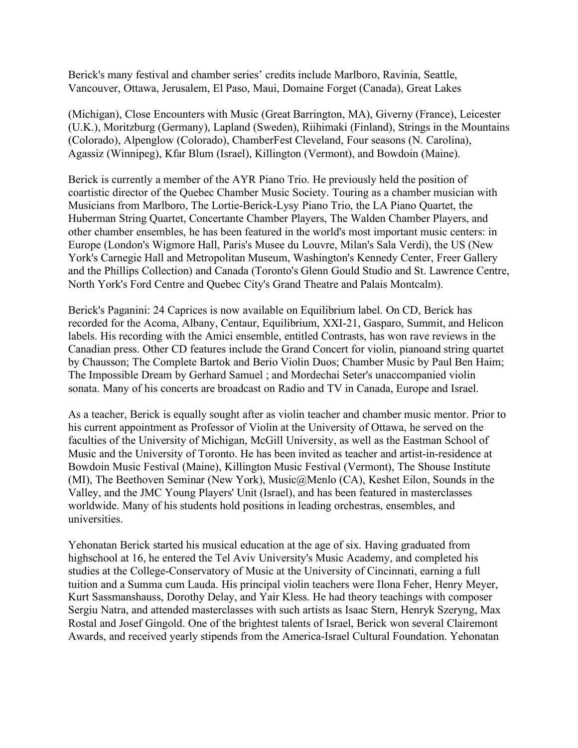Berick's many festival and chamber series' credits include Marlboro, Ravinia, Seattle, Vancouver, Ottawa, Jerusalem, El Paso, Maui, Domaine Forget (Canada), Great Lakes (Michigan), Close Encounters with Music (Great Barrington, MA), Giverny (France), Leicester (U.K.), Moritzburg (Germany), Lapland (Sweden), Riihimaki (Finland), Strings in the Mountains (Colorado), Alpenglow (Colorado), ChamberFest Cleveland, Four seasons (N. Carolina), Agassiz (Winnipeg), Kfar Blum (Israel), Killington (Vermont), and Bowdoin (Maine).

Berick is currently a member of the AYR Piano Trio. He previously held the position of coartistic director of the Quebec Chamber Music Society. Touring as a chamber musician with Musicians from Marlboro, The Lortie-Berick-Lysy Piano Trio, the LA Piano Quartet, the Huberman String Quartet, Concertante Chamber Players, The Walden Chamber Players, and other chamber ensembles, he has been featured in the world's most important music centers: in Europe (London's Wigmore Hall, Paris's Musee du Louvre, Milan's Sala Verdi), the US (New York's Carnegie Hall and Metropolitan Museum, Washington's Kennedy Center, Freer Gallery and the Phillips Collection) and Canada (Toronto's Glenn Gould Studio and St. Lawrence Centre, North York's Ford Centre and Quebec City's Grand Theatre and Palais Montcalm).

Berick's Paganini: 24 Caprices is now available on Equilibrium label. On CD, Berick has recorded for the Acoma, Albany, Centaur, Equilibrium, XXI-21, Gasparo, Summit, and Helicon labels. His recording with the Amici ensemble, entitled Contrasts, has won rave reviews in the Canadian press. Other CD features include the Grand Concert for violin, pianoand string quartet by Chausson; The Complete Bartok and Berio Violin Duos; Chamber Music by Paul Ben Haim; The Impossible Dream by Gerhard Samuel ; and Mordechai Seter's unaccompanied violin sonata. Many of his concerts are broadcast on Radio and TV in Canada, Europe and Israel.

As a teacher, Berick is equally sought after as violin teacher and chamber music mentor. Prior to his current appointment as Professor of Violin at the University of Ottawa, he served on the faculties of the University of Michigan, McGill University, as well as the Eastman School of Music and the University of Toronto. He has been invited as teacher and artist-in-residence at Bowdoin Music Festival (Maine), Killington Music Festival (Vermont), The Shouse Institute (MI), The Beethoven Seminar (New York), Music@Menlo (CA), Keshet Eilon, Sounds in the Valley, and the JMC Young Players' Unit (Israel), and has been featured in masterclasses worldwide. Many of his students hold positions in leading orchestras, ensembles, and universities.

Yehonatan Berick started his musical education at the age of six. Having graduated from highschool at 16, he entered the Tel Aviv University's Music Academy, and completed his studies at the College-Conservatory of Music at the University of Cincinnati, earning a full tuition and a Summa cum Lauda. His principal violin teachers were Ilona Feher, Henry Meyer, Kurt Sassmanshauss, Dorothy Delay, and Yair Kless. He had theory teachings with composer Sergiu Natra, and attended masterclasses with such artists as Isaac Stern, Henryk Szeryng, Max Rostal and Josef Gingold. One of the brightest talents of Israel, Berick won several Clairemont Awards, and received yearly stipends from the America-Israel Cultural Foundation. Yehonatan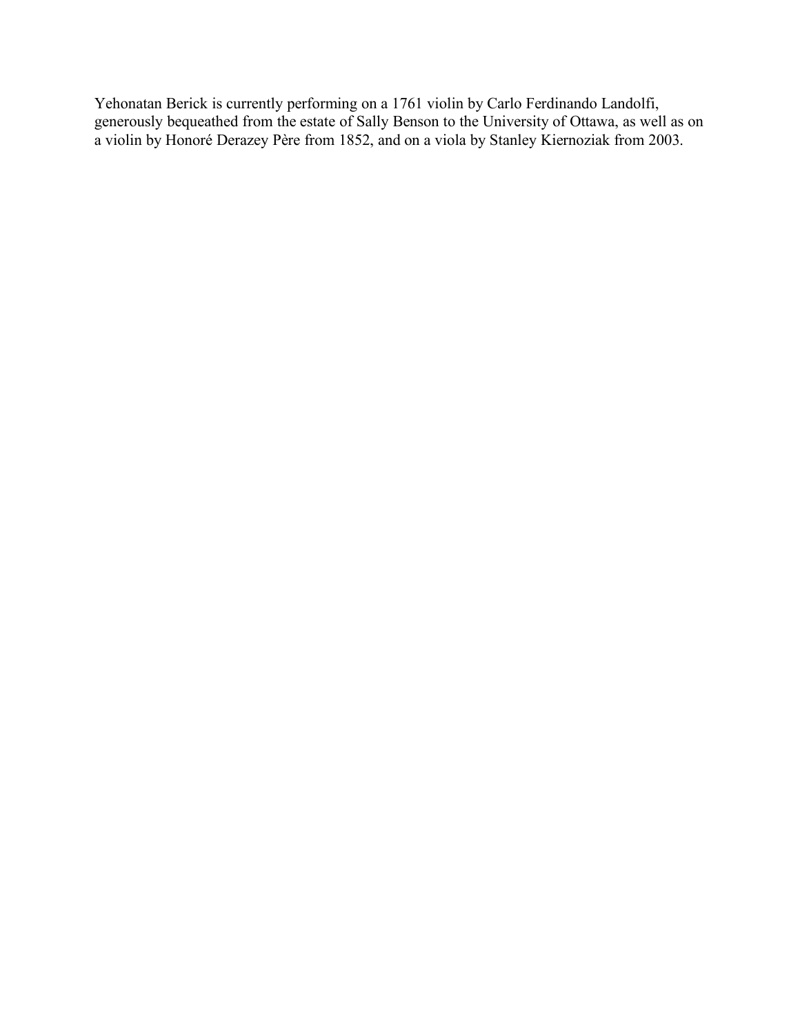Yehonatan Berick is currently performing on a 1761 violin by Carlo Ferdinando Landolfi, generously bequeathed from the estate of Sally Benson to the University of Ottawa, as well as on a violin by Honoré Derazey Père from 1852, and on a viola by Stanley Kiernoziak from 2003.